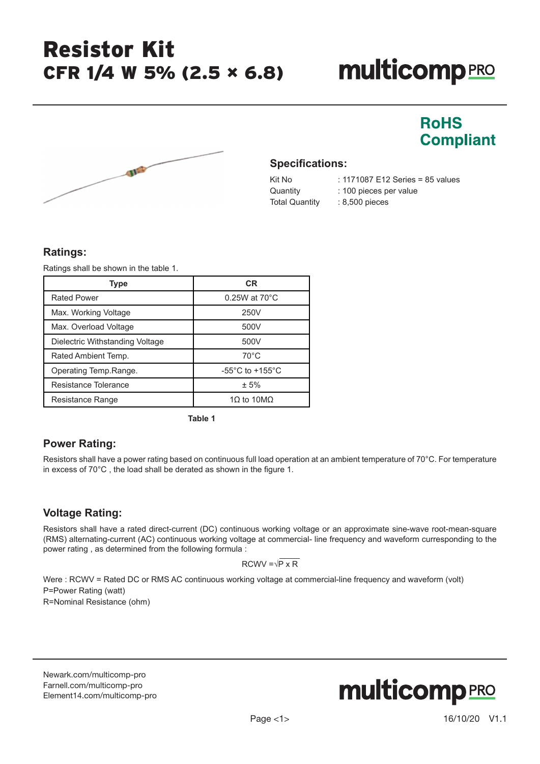# Resistor Kit
## CFR 1/4 W 5% (2.5 × 6.8)

multicomp PRO

**RoHS Compliant**

### Specifications:

Kit No : 1171087 E12 Series = 85 values
Quantity : 100 pieces per value
Total Quantity : 8,500 pieces

### Ratings:

Ratings shall be shown in the table 1.

| Type | CR |
|---|---|
| Rated Power | 0.25W at 70°C |
| Max. Working Voltage | 250V |
| Max. Overload Voltage | 500V |
| Dielectric Withstanding Voltage | 500V |
| Rated Ambient Temp. | 70°C |
| Operating Temp.Range. | -55°C to +155°C |
| Resistance Tolerance | ± 5% |
| Resistance Range | 1Ω to 10MΩ |

**Table 1**

### Power Rating:

Resistors shall have a power rating based on continuous full load operation at an ambient temperature of 70°C. For temperature in excess of 70°C , the load shall be derated as shown in the figure 1.

### Voltage Rating:

Resistors shall have a rated direct-current (DC) continuous working voltage or an approximate sine-wave root-mean-square (RMS) alternating-current (AC) continuous working voltage at commercial- line frequency and waveform corresponding to the power rating , as determined from the following formula :

$$RCWV = \sqrt{P \times R}$$

Were : RCWV = Rated DC or RMS AC continuous working voltage at commercial-line frequency and waveform (volt)
P=Power Rating (watt)
R=Nominal Resistance (ohm)

Newark.com/multicomp-pro
Farnell.com/multicomp-pro
Element14.com/multicomp-pro

16/10/20 V1.1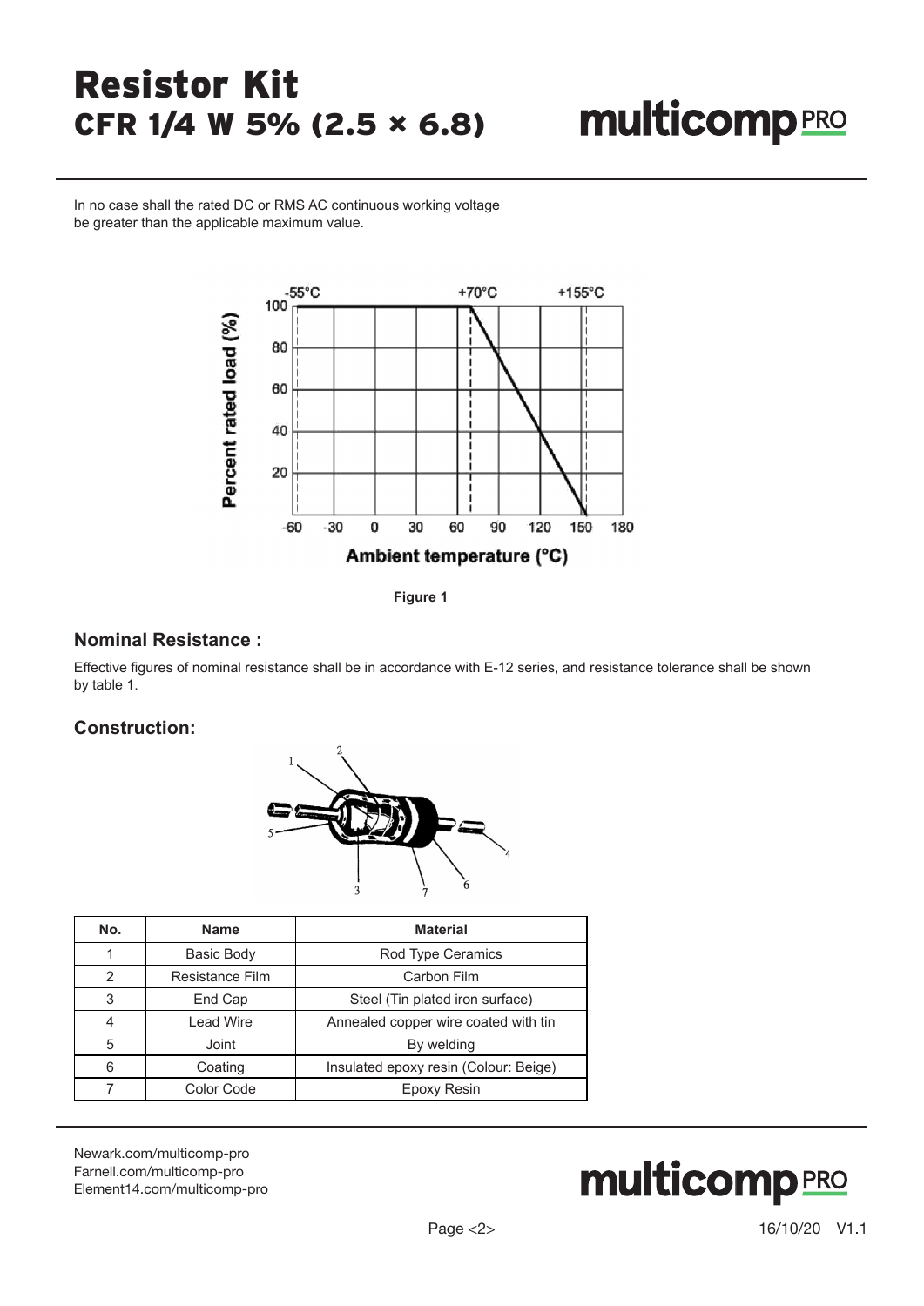In no case shall the rated DC or RMS AC continuous working voltage be greater than the applicable maximum value.

Figure 1

## Nominal Resistance :

Effective figures of nominal resistance shall be in accordance with E-12 series, and resistance tolerance shall be shown by table 1.

## Construction:

| No. | Name | Material |
| --- | --- | --- |
| 1 | Basic Body | Rod Type Ceramics |
| 2 | Resistance Film | Carbon Film |
| 3 | End Cap | Steel (Tin plated iron surface) |
| 4 | Lead Wire | Annealed copper wire coated with tin |
| 5 | Joint | By welding |
| 6 | Coating | Insulated epoxy resin (Colour: Beige) |
| 7 | Color Code | Epoxy Resin |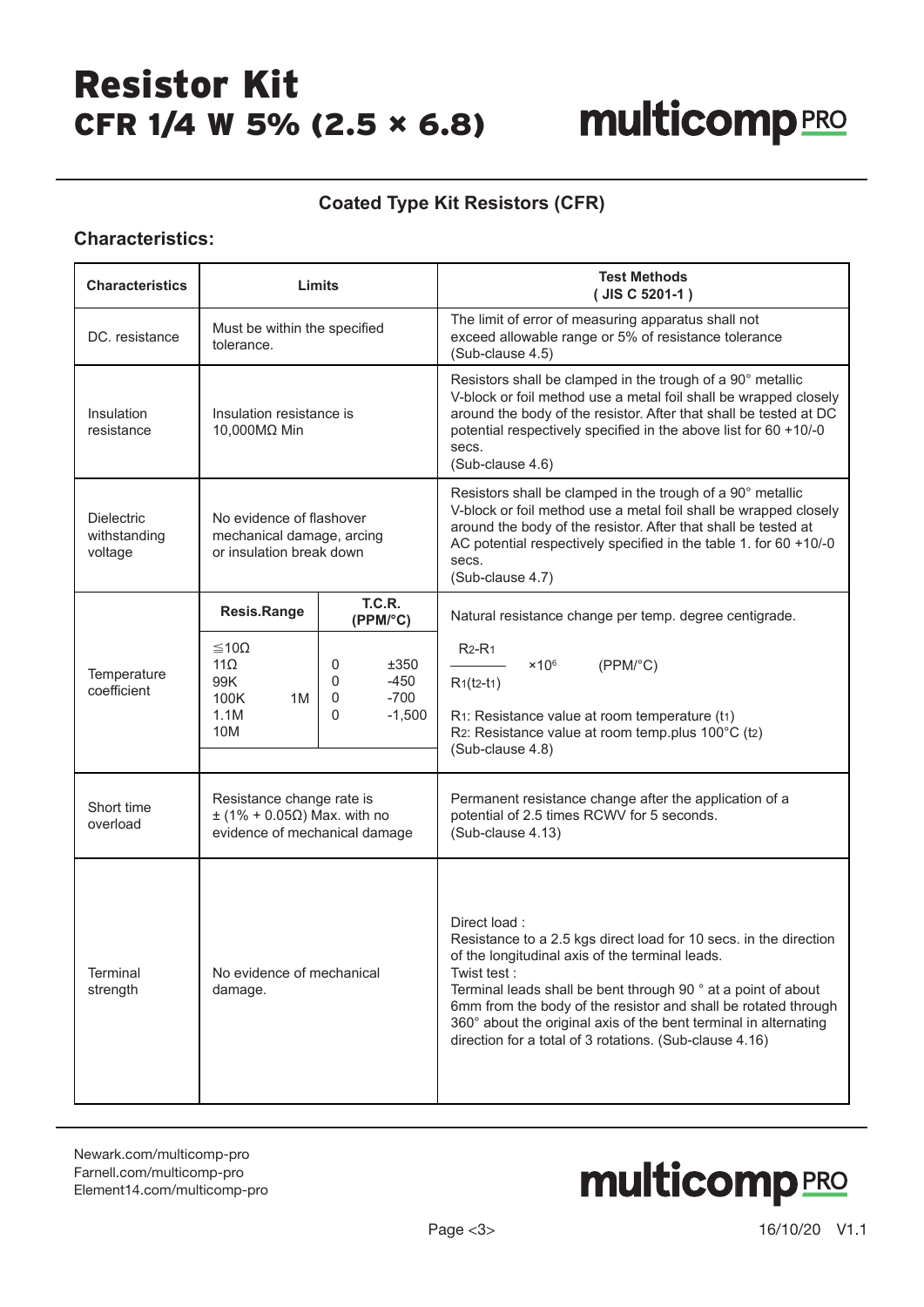# Resistor Kit
## CFR 1/4 W 5% (2.5 × 6.8)

### Coated Type Kit Resistors (CFR)

### Characteristics:

| Characteristics | Limits | | Test Methods ( JIS C 5201-1 ) |
|---|---|---|---|
| DC. resistance | Must be within the specified tolerance. | | The limit of error of measuring apparatus shall not exceed allowable range or 5% of resistance tolerance (Sub-clause 4.5) |
| Insulation resistance | Insulation resistance is 10,000MΩ Min | | Resistors shall be clamped in the trough of a 90° metallic V-block or foil method use a metal foil shall be wrapped closely around the body of the resistor. After that shall be tested at DC potential respectively specified in the above list for 60 +10/-0 secs. (Sub-clause 4.6) |
| Dielectric withstanding voltage | No evidence of flashover mechanical damage, arcing or insulation break down | | Resistors shall be clamped in the trough of a 90° metallic V-block or foil method use a metal foil shall be wrapped closely around the body of the resistor. After that shall be tested at AC potential respectively specified in the table 1. for 60 +10/-0 secs. (Sub-clause 4.7) |
| Temperature coefficient | **Resis.Range** | **T.C.R. (PPM/°C)** | Natural resistance change per temp. degree centigrade. |
| | ≦10Ω<br>11Ω 99K<br>100K 1M<br>1.1M 10M | 0 ±350<br>0 -450<br>0 -700<br>0 -1,500 | $\frac{R_2-R_1}{R_1(t_2-t_1)} \times 10^6$ (PPM/°C)<br>$R_1$: Resistance value at room temperature ($t_1$)<br>$R_2$: Resistance value at room temp.plus 100°C ($t_2$)<br>(Sub-clause 4.8) |
| Short time overload | Resistance change rate is ± (1% + 0.05Ω) Max. with no evidence of mechanical damage | | Permanent resistance change after the application of a potential of 2.5 times RCWV for 5 seconds. (Sub-clause 4.13) |
| Terminal strength | No evidence of mechanical damage. | | Direct load :<br>Resistance to a 2.5 kgs direct load for 10 secs. in the direction of the longitudinal axis of the terminal leads.<br>Twist test :<br>Terminal leads shall be bent through 90 ° at a point of about 6mm from the body of the resistor and shall be rotated through 360° about the original axis of the bent terminal in alternating direction for a total of 3 rotations. (Sub-clause 4.16) |

Newark.com/multicomp-pro
Farnell.com/multicomp-pro
Element14.com/multicomp-pro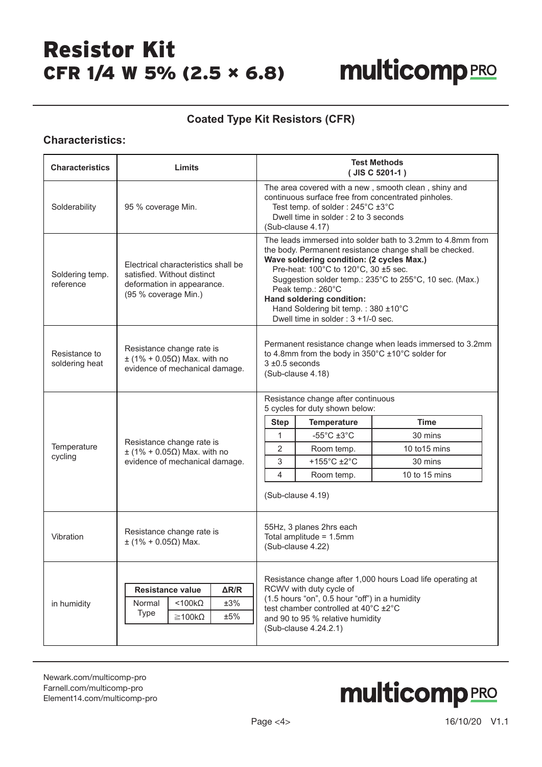# Resistor Kit
## CFR 1/4 W 5% (2.5 × 6.8)

### Coated Type Kit Resistors (CFR)

### Characteristics:

| Characteristics | Limits | Test Methods ( JIS C 5201-1 ) |
|---|---|---|
| Solderability | 95 % coverage Min. | The area covered with a new , smooth clean , shiny and continuous surface free from concentrated pinholes.<br>Test temp. of solder : 245°C ±3°C<br>Dwell time in solder : 2 to 3 seconds<br>(Sub-clause 4.17) |
| Soldering temp. reference | Electrical characteristics shall be satisfied. Without distinct deformation in appearance. (95 % coverage Min.) | The leads immersed into solder bath to 3.2mm to 4.8mm from the body. Permanent resistance change shall be checked.<br>**Wave soldering condition: (2 cycles Max.)**<br>Pre-heat: 100°C to 120°C, 30 ±5 sec.<br>Suggestion solder temp.: 235°C to 255°C, 10 sec. (Max.)<br>Peak temp.: 260°C<br>**Hand soldering condition:**<br>Hand Soldering bit temp. : 380 ±10°C<br>Dwell time in solder : 3 +1/-0 sec. |
| Resistance to soldering heat | Resistance change rate is ± (1% + 0.05Ω) Max. with no evidence of mechanical damage. | Permanent resistance change when leads immersed to 3.2mm to 4.8mm from the body in 350°C ±10°C solder for 3 ±0.5 seconds<br>(Sub-clause 4.18) |
| Temperature cycling | Resistance change rate is ± (1% + 0.05Ω) Max. with no evidence of mechanical damage. | Resistance change after continuous 5 cycles for duty shown below:<br>Step 1: -55°C ±3°C, 30 mins<br>Step 2: Room temp., 10 to15 mins<br>Step 3: +155°C ±2°C, 30 mins<br>Step 4: Room temp., 10 to 15 mins<br>(Sub-clause 4.19) |
| Vibration | Resistance change rate is ± (1% + 0.05Ω) Max. | 55Hz, 3 planes 2hrs each<br>Total amplitude = 1.5mm<br>(Sub-clause 4.22) |
| in humidity | Resistance value / ΔR/R:<br>Normal Type <100kΩ: ±3%<br>Normal Type ≧100kΩ: ±5% | Resistance change after 1,000 hours Load life operating at RCWV with duty cycle of (1.5 hours "on", 0.5 hour "off") in a humidity test chamber controlled at 40°C ±2°C and 90 to 95 % relative humidity<br>(Sub-clause 4.24.2.1) |

Temperature cycling duty:

| Step | Temperature | Time |
|---|---|---|
| 1 | -55°C ±3°C | 30 mins |
| 2 | Room temp. | 10 to15 mins |
| 3 | +155°C ±2°C | 30 mins |
| 4 | Room temp. | 10 to 15 mins |

In humidity limits:

| Resistance value | | ΔR/R |
|---|---|---|
| Normal Type | <100kΩ | ±3% |
| | ≧100kΩ | ±5% |

Newark.com/multicomp-pro
Farnell.com/multicomp-pro
Element14.com/multicomp-pro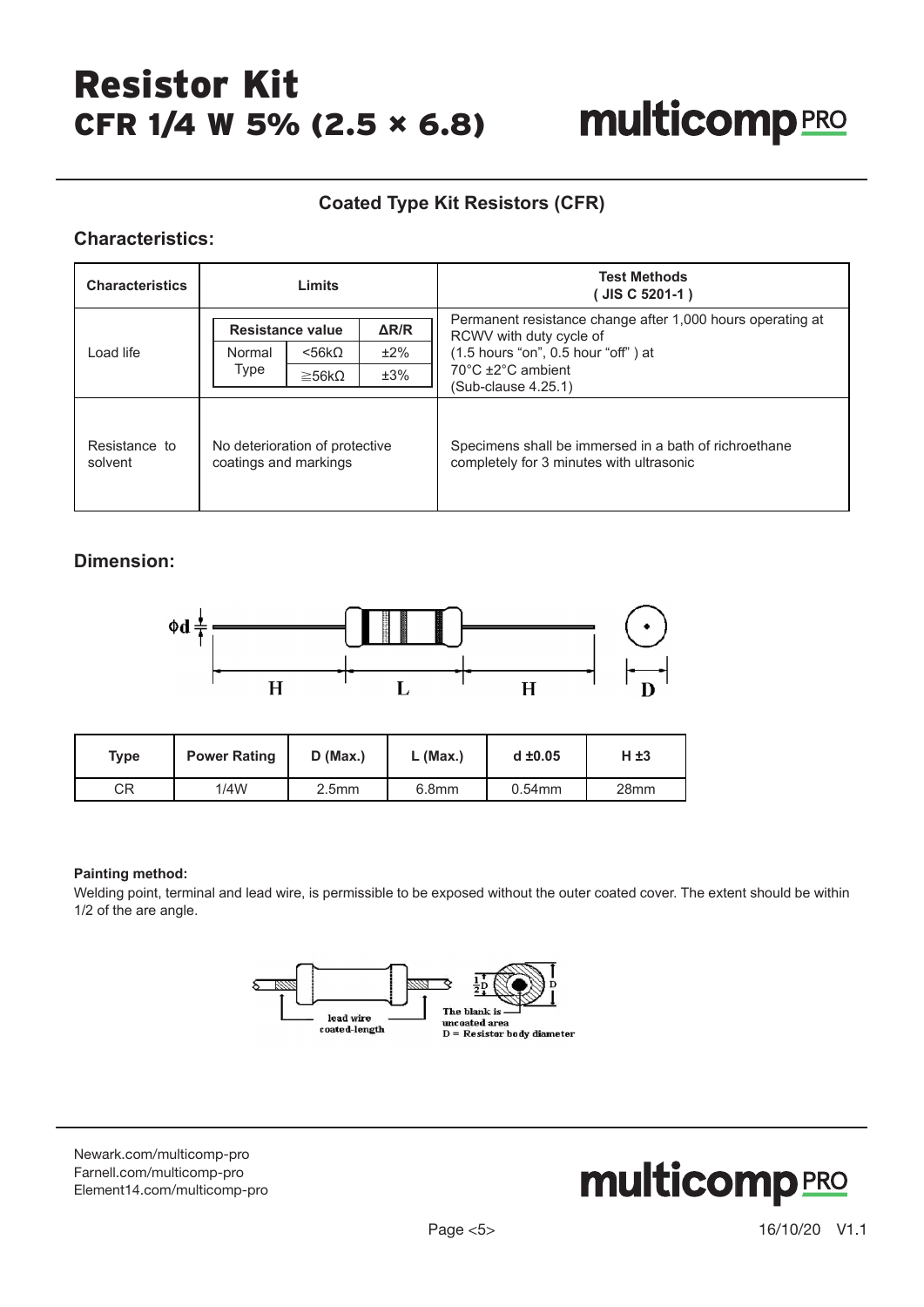# Resistor Kit
## CFR 1/4 W 5% (2.5 × 6.8)

### Coated Type Kit Resistors (CFR)

### Characteristics:

| Characteristics | Limits | | | Test Methods ( JIS C 5201-1 ) |
|---|---|---|---|---|
| | Resistance value | | ΔR/R | |
| Load life | Normal Type | <56kΩ | ±2% | Permanent resistance change after 1,000 hours operating at RCWV with duty cycle of (1.5 hours "on", 0.5 hour "off" ) at 70°C ±2°C ambient (Sub-clause 4.25.1) |
| | | ≧56kΩ | ±3% | |
| Resistance to solvent | No deterioration of protective coatings and markings | | | Specimens shall be immersed in a bath of richroethane completely for 3 minutes with ultrasonic |

### Dimension:

| Type | Power Rating | D (Max.) | L (Max.) | d ±0.05 | H ±3 |
|---|---|---|---|---|---|
| CR | 1/4W | 2.5mm | 6.8mm | 0.54mm | 28mm |

**Painting method:**

Welding point, terminal and lead wire, is permissible to be exposed without the outer coated cover. The extent should be within 1/2 of the are angle.

lead wire coated-length

The blank is uncoated area

D = Resistor body diameter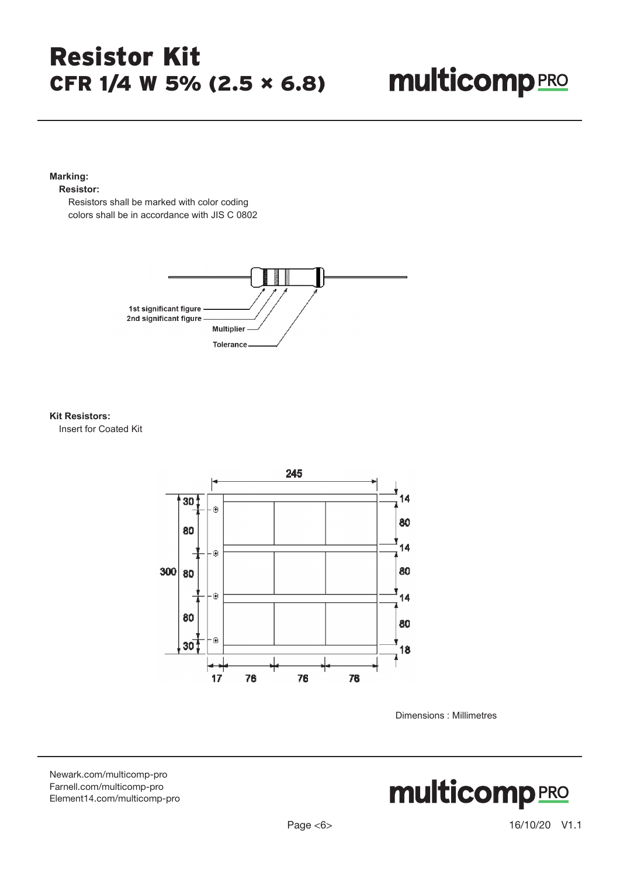**Marking:**

**Resistor:**

Resistors shall be marked with color coding colors shall be in accordance with JIS C 0802

1st significant figure
2nd significant figure
Multiplier
Tolerance

**Kit Resistors:**

Insert for Coated Kit

Dimensions : Millimetres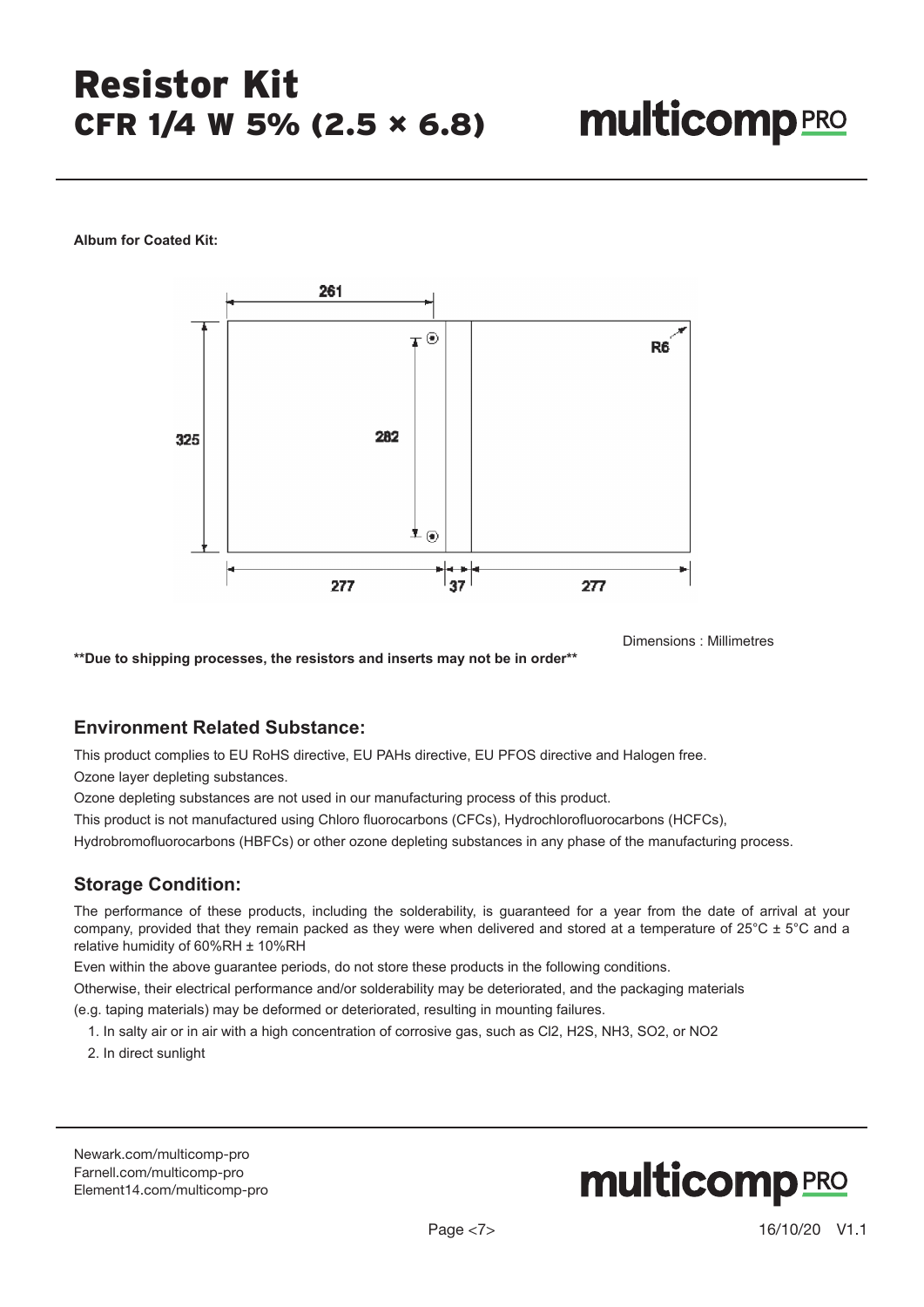**Album for Coated Kit:**

Dimensions : Millimetres

**\*\*Due to shipping processes, the resistors and inserts may not be in order\*\***

## Environment Related Substance:

This product complies to EU RoHS directive, EU PAHs directive, EU PFOS directive and Halogen free.

Ozone layer depleting substances.

Ozone depleting substances are not used in our manufacturing process of this product.

This product is not manufactured using Chloro fluorocarbons (CFCs), Hydrochlorofluorocarbons (HCFCs), Hydrobromofluorocarbons (HBFCs) or other ozone depleting substances in any phase of the manufacturing process.

## Storage Condition:

The performance of these products, including the solderability, is guaranteed for a year from the date of arrival at your company, provided that they remain packed as they were when delivered and stored at a temperature of 25°C ± 5°C and a relative humidity of 60%RH ± 10%RH

Even within the above guarantee periods, do not store these products in the following conditions.

Otherwise, their electrical performance and/or solderability may be deteriorated, and the packaging materials (e.g. taping materials) may be deformed or deteriorated, resulting in mounting failures.

1. In salty air or in air with a high concentration of corrosive gas, such as $Cl_2$, $H_2S$, $NH_3$, $SO_2$, or $NO_2$
2. In direct sunlight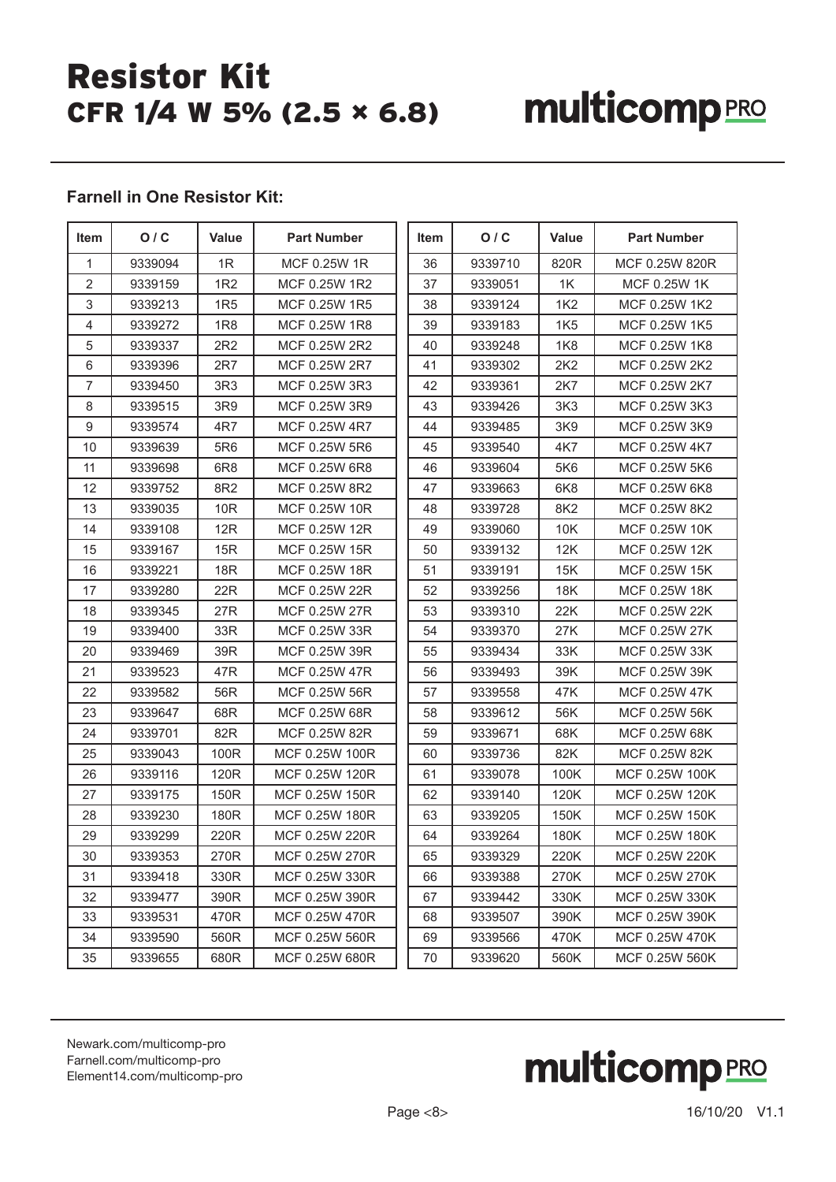# Resistor Kit
## CFR 1/4 W 5% (2.5 × 6.8)

**Farnell in One Resistor Kit:**

| Item | O / C | Value | Part Number |
|---|---|---|---|
| 1 | 9339094 | 1R | MCF 0.25W 1R |
| 2 | 9339159 | 1R2 | MCF 0.25W 1R2 |
| 3 | 9339213 | 1R5 | MCF 0.25W 1R5 |
| 4 | 9339272 | 1R8 | MCF 0.25W 1R8 |
| 5 | 9339337 | 2R2 | MCF 0.25W 2R2 |
| 6 | 9339396 | 2R7 | MCF 0.25W 2R7 |
| 7 | 9339450 | 3R3 | MCF 0.25W 3R3 |
| 8 | 9339515 | 3R9 | MCF 0.25W 3R9 |
| 9 | 9339574 | 4R7 | MCF 0.25W 4R7 |
| 10 | 9339639 | 5R6 | MCF 0.25W 5R6 |
| 11 | 9339698 | 6R8 | MCF 0.25W 6R8 |
| 12 | 9339752 | 8R2 | MCF 0.25W 8R2 |
| 13 | 9339035 | 10R | MCF 0.25W 10R |
| 14 | 9339108 | 12R | MCF 0.25W 12R |
| 15 | 9339167 | 15R | MCF 0.25W 15R |
| 16 | 9339221 | 18R | MCF 0.25W 18R |
| 17 | 9339280 | 22R | MCF 0.25W 22R |
| 18 | 9339345 | 27R | MCF 0.25W 27R |
| 19 | 9339400 | 33R | MCF 0.25W 33R |
| 20 | 9339469 | 39R | MCF 0.25W 39R |
| 21 | 9339523 | 47R | MCF 0.25W 47R |
| 22 | 9339582 | 56R | MCF 0.25W 56R |
| 23 | 9339647 | 68R | MCF 0.25W 68R |
| 24 | 9339701 | 82R | MCF 0.25W 82R |
| 25 | 9339043 | 100R | MCF 0.25W 100R |
| 26 | 9339116 | 120R | MCF 0.25W 120R |
| 27 | 9339175 | 150R | MCF 0.25W 150R |
| 28 | 9339230 | 180R | MCF 0.25W 180R |
| 29 | 9339299 | 220R | MCF 0.25W 220R |
| 30 | 9339353 | 270R | MCF 0.25W 270R |
| 31 | 9339418 | 330R | MCF 0.25W 330R |
| 32 | 9339477 | 390R | MCF 0.25W 390R |
| 33 | 9339531 | 470R | MCF 0.25W 470R |
| 34 | 9339590 | 560R | MCF 0.25W 560R |
| 35 | 9339655 | 680R | MCF 0.25W 680R |
| 36 | 9339710 | 820R | MCF 0.25W 820R |
| 37 | 9339051 | 1K | MCF 0.25W 1K |
| 38 | 9339124 | 1K2 | MCF 0.25W 1K2 |
| 39 | 9339183 | 1K5 | MCF 0.25W 1K5 |
| 40 | 9339248 | 1K8 | MCF 0.25W 1K8 |
| 41 | 9339302 | 2K2 | MCF 0.25W 2K2 |
| 42 | 9339361 | 2K7 | MCF 0.25W 2K7 |
| 43 | 9339426 | 3K3 | MCF 0.25W 3K3 |
| 44 | 9339485 | 3K9 | MCF 0.25W 3K9 |
| 45 | 9339540 | 4K7 | MCF 0.25W 4K7 |
| 46 | 9339604 | 5K6 | MCF 0.25W 5K6 |
| 47 | 9339663 | 6K8 | MCF 0.25W 6K8 |
| 48 | 9339728 | 8K2 | MCF 0.25W 8K2 |
| 49 | 9339060 | 10K | MCF 0.25W 10K |
| 50 | 9339132 | 12K | MCF 0.25W 12K |
| 51 | 9339191 | 15K | MCF 0.25W 15K |
| 52 | 9339256 | 18K | MCF 0.25W 18K |
| 53 | 9339310 | 22K | MCF 0.25W 22K |
| 54 | 9339370 | 27K | MCF 0.25W 27K |
| 55 | 9339434 | 33K | MCF 0.25W 33K |
| 56 | 9339493 | 39K | MCF 0.25W 39K |
| 57 | 9339558 | 47K | MCF 0.25W 47K |
| 58 | 9339612 | 56K | MCF 0.25W 56K |
| 59 | 9339671 | 68K | MCF 0.25W 68K |
| 60 | 9339736 | 82K | MCF 0.25W 82K |
| 61 | 9339078 | 100K | MCF 0.25W 100K |
| 62 | 9339140 | 120K | MCF 0.25W 120K |
| 63 | 9339205 | 150K | MCF 0.25W 150K |
| 64 | 9339264 | 180K | MCF 0.25W 180K |
| 65 | 9339329 | 220K | MCF 0.25W 220K |
| 66 | 9339388 | 270K | MCF 0.25W 270K |
| 67 | 9339442 | 330K | MCF 0.25W 330K |
| 68 | 9339507 | 390K | MCF 0.25W 390K |
| 69 | 9339566 | 470K | MCF 0.25W 470K |
| 70 | 9339620 | 560K | MCF 0.25W 560K |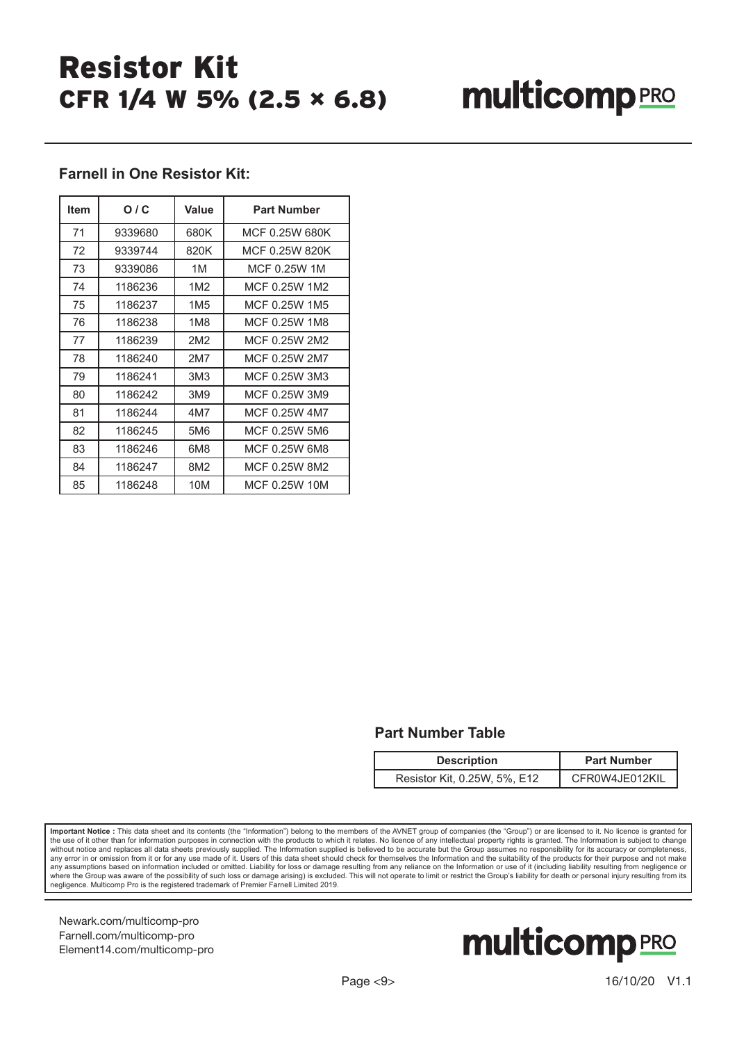# Resistor Kit
## CFR 1/4 W 5% (2.5 × 6.8)

### Farnell in One Resistor Kit:

| Item | O / C | Value | Part Number |
|---|---|---|---|
| 71 | 9339680 | 680K | MCF 0.25W 680K |
| 72 | 9339744 | 820K | MCF 0.25W 820K |
| 73 | 9339086 | 1M | MCF 0.25W 1M |
| 74 | 1186236 | 1M2 | MCF 0.25W 1M2 |
| 75 | 1186237 | 1M5 | MCF 0.25W 1M5 |
| 76 | 1186238 | 1M8 | MCF 0.25W 1M8 |
| 77 | 1186239 | 2M2 | MCF 0.25W 2M2 |
| 78 | 1186240 | 2M7 | MCF 0.25W 2M7 |
| 79 | 1186241 | 3M3 | MCF 0.25W 3M3 |
| 80 | 1186242 | 3M9 | MCF 0.25W 3M9 |
| 81 | 1186244 | 4M7 | MCF 0.25W 4M7 |
| 82 | 1186245 | 5M6 | MCF 0.25W 5M6 |
| 83 | 1186246 | 6M8 | MCF 0.25W 6M8 |
| 84 | 1186247 | 8M2 | MCF 0.25W 8M2 |
| 85 | 1186248 | 10M | MCF 0.25W 10M |

### Part Number Table

| Description | Part Number |
|---|---|
| Resistor Kit, 0.25W, 5%, E12 | CFR0W4JE012KIL |

**Important Notice :** This data sheet and its contents (the "Information") belong to the members of the AVNET group of companies (the "Group") or are licensed to it. No licence is granted for the use of it other than for information purposes in connection with the products to which it relates. No licence of any intellectual property rights is granted. The Information is subject to change without notice and replaces all data sheets previously supplied. The Information supplied is believed to be accurate but the Group assumes no responsibility for its accuracy or completeness, any error in or omission from it or for any use made of it. Users of this data sheet should check for themselves the Information and the suitability of the products for their purpose and not make any assumptions based on information included or omitted. Liability for loss or damage resulting from any reliance on the Information or use of it (including liability resulting from negligence or where the Group was aware of the possibility of such loss or damage arising) is excluded. This will not operate to limit or restrict the Group's liability for death or personal injury resulting from its negligence. Multicomp Pro is the registered trademark of Premier Farnell Limited 2019.

Newark.com/multicomp-pro
Farnell.com/multicomp-pro
Element14.com/multicomp-pro

16/10/20 V1.1